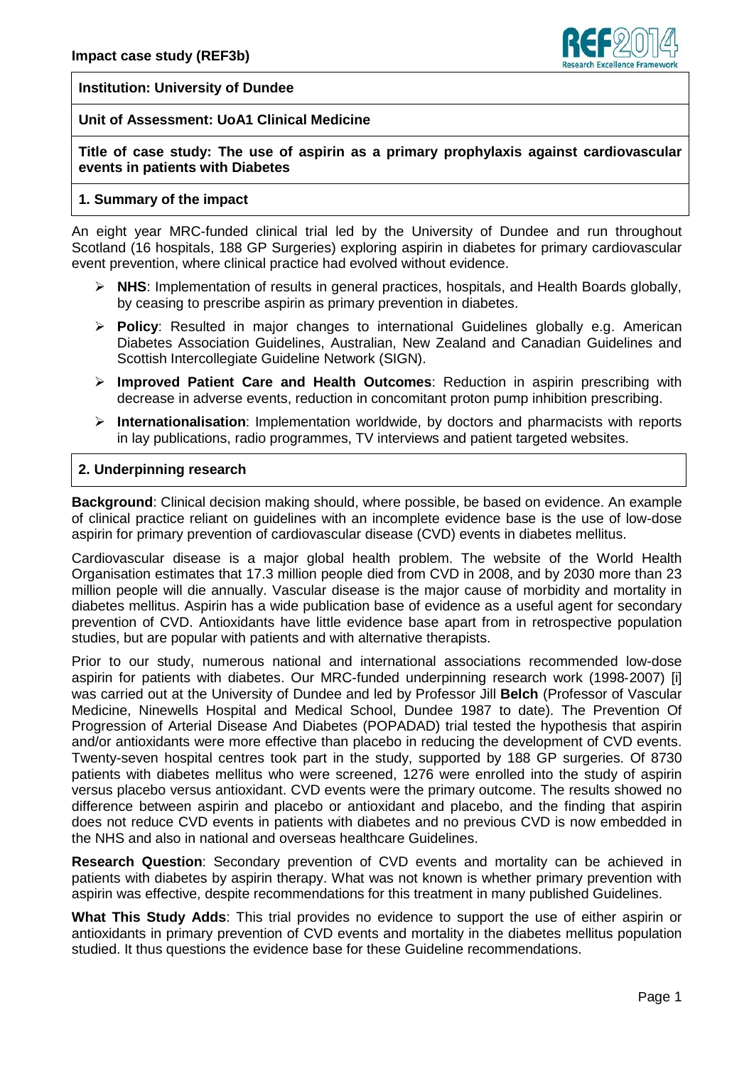**Impact case study (REF3b)**

**Institution: University of Dundee**

**Unit of Assessment: UoA1 Clinical Medicine**

**Title of case study: The use of aspirin as a primary prophylaxis against cardiovascular events in patients with Diabetes**

## 1. Summary of the impact

An eight year MRC-funded clinical trial led by the University of Dundee and run throughout Scotland (16 hospitals, 188 GP Surgeries) exploring aspirin in diabetes for primary cardiovascular event prevention, where clinical practice had evolved without evidence.

- **NHS**: Implementation of results in general practices, hospitals, and Health Boards globally, by ceasing to prescribe aspirin as primary prevention in diabetes.
- **Policy**: Resulted in major changes to international Guidelines globally e.g. American Diabetes Association Guidelines, Australian, New Zealand and Canadian Guidelines and Scottish Intercollegiate Guideline Network (SIGN).
- **Improved Patient Care and Health Outcomes**: Reduction in aspirin prescribing with decrease in adverse events, reduction in concomitant proton pump inhibition prescribing.
- **Internationalisation**: Implementation worldwide, by doctors and pharmacists with reports in lay publications, radio programmes, TV interviews and patient targeted websites.

## 2. Underpinning research

**Background**: Clinical decision making should, where possible, be based on evidence. An example of clinical practice reliant on guidelines with an incomplete evidence base is the use of low-dose aspirin for primary prevention of cardiovascular disease (CVD) events in diabetes mellitus.

Cardiovascular disease is a major global health problem. The website of the World Health Organisation estimates that 17.3 million people died from CVD in 2008, and by 2030 more than 23 million people will die annually. Vascular disease is the major cause of morbidity and mortality in diabetes mellitus. Aspirin has a wide publication base of evidence as a useful agent for secondary prevention of CVD. Antioxidants have little evidence base apart from in retrospective population studies, but are popular with patients and with alternative therapists.

Prior to our study, numerous national and international associations recommended low-dose aspirin for patients with diabetes. Our MRC-funded underpinning research work (1998-2007) [i] was carried out at the University of Dundee and led by Professor Jill **Belch** (Professor of Vascular Medicine, Ninewells Hospital and Medical School, Dundee 1987 to date). The Prevention Of Progression of Arterial Disease And Diabetes (POPADAD) trial tested the hypothesis that aspirin and/or antioxidants were more effective than placebo in reducing the development of CVD events. Twenty-seven hospital centres took part in the study, supported by 188 GP surgeries. Of 8730 patients with diabetes mellitus who were screened, 1276 were enrolled into the study of aspirin versus placebo versus antioxidant. CVD events were the primary outcome. The results showed no difference between aspirin and placebo or antioxidant and placebo, and the finding that aspirin does not reduce CVD events in patients with diabetes and no previous CVD is now embedded in the NHS and also in national and overseas healthcare Guidelines.

**Research Question**: Secondary prevention of CVD events and mortality can be achieved in patients with diabetes by aspirin therapy. What was not known is whether primary prevention with aspirin was effective, despite recommendations for this treatment in many published Guidelines.

**What This Study Adds**: This trial provides no evidence to support the use of either aspirin or antioxidants in primary prevention of CVD events and mortality in the diabetes mellitus population studied. It thus questions the evidence base for these Guideline recommendations.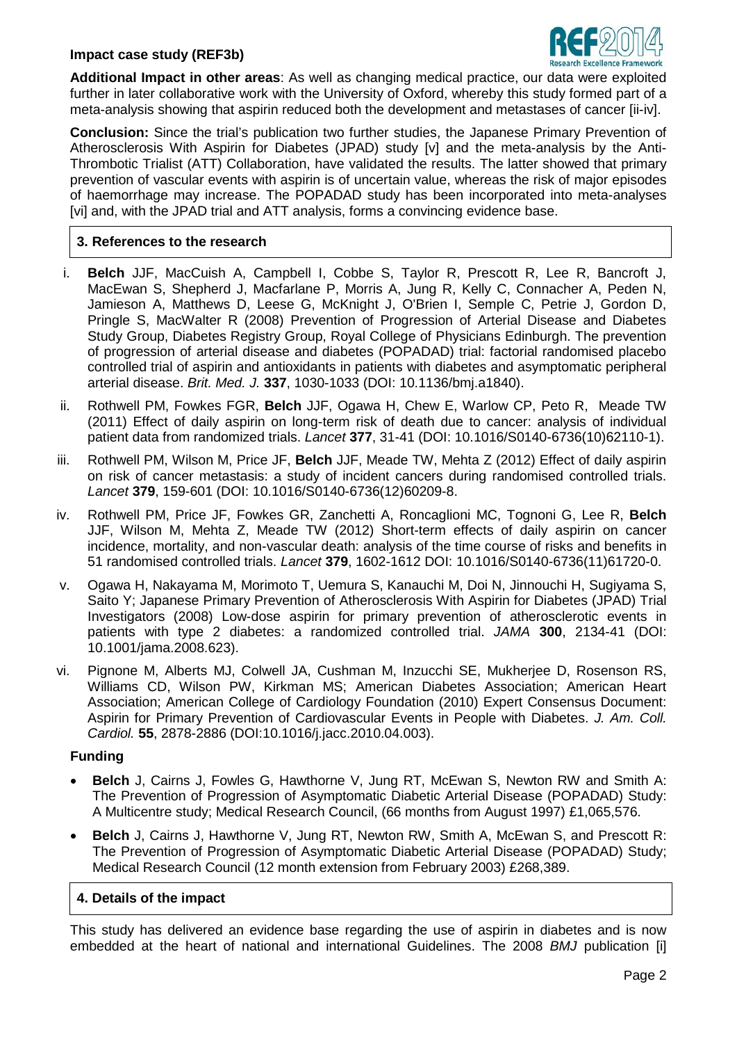**Additional Impact in other areas**: As well as changing medical practice, our data were exploited further in later collaborative work with the University of Oxford, whereby this study formed part of a meta-analysis showing that aspirin reduced both the development and metastases of cancer [ii-iv].

**Conclusion:** Since the trial's publication two further studies, the Japanese Primary Prevention of Atherosclerosis With Aspirin for Diabetes (JPAD) study [v] and the meta-analysis by the Anti-Thrombotic Trialist (ATT) Collaboration, have validated the results. The latter showed that primary prevention of vascular events with aspirin is of uncertain value, whereas the risk of major episodes of haemorrhage may increase. The POPADAD study has been incorporated into meta-analyses [vi] and, with the JPAD trial and ATT analysis, forms a convincing evidence base.

## 3. References to the research

i. **Belch** JJF, MacCuish A, Campbell I, Cobbe S, Taylor R, Prescott R, Lee R, Bancroft J, MacEwan S, Shepherd J, Macfarlane P, Morris A, Jung R, Kelly C, Connacher A, Peden N, Jamieson A, Matthews D, Leese G, McKnight J, O'Brien I, Semple C, Petrie J, Gordon D, Pringle S, MacWalter R (2008) Prevention of Progression of Arterial Disease and Diabetes Study Group, Diabetes Registry Group, Royal College of Physicians Edinburgh. The prevention of progression of arterial disease and diabetes (POPADAD) trial: factorial randomised placebo controlled trial of aspirin and antioxidants in patients with diabetes and asymptomatic peripheral arterial disease. *Brit. Med. J.* **337**, 1030-1033 (DOI: 10.1136/bmj.a1840).

ii. Rothwell PM, Fowkes FGR, **Belch** JJF, Ogawa H, Chew E, Warlow CP, Peto R, Meade TW (2011) Effect of daily aspirin on long-term risk of death due to cancer: analysis of individual patient data from randomized trials. *Lancet* **377**, 31-41 (DOI: 10.1016/S0140-6736(10)62110-1).

iii. Rothwell PM, Wilson M, Price JF, **Belch** JJF, Meade TW, Mehta Z (2012) Effect of daily aspirin on risk of cancer metastasis: a study of incident cancers during randomised controlled trials. *Lancet* **379**, 159-601 (DOI: 10.1016/S0140-6736(12)60209-8.

iv. Rothwell PM, Price JF, Fowkes GR, Zanchetti A, Roncaglioni MC, Tognoni G, Lee R, **Belch** JJF, Wilson M, Mehta Z, Meade TW (2012) Short-term effects of daily aspirin on cancer incidence, mortality, and non-vascular death: analysis of the time course of risks and benefits in 51 randomised controlled trials. *Lancet* **379**, 1602-1612 DOI: 10.1016/S0140-6736(11)61720-0.

v. Ogawa H, Nakayama M, Morimoto T, Uemura S, Kanauchi M, Doi N, Jinnouchi H, Sugiyama S, Saito Y; Japanese Primary Prevention of Atherosclerosis With Aspirin for Diabetes (JPAD) Trial Investigators (2008) Low-dose aspirin for primary prevention of atherosclerotic events in patients with type 2 diabetes: a randomized controlled trial. *JAMA* **300**, 2134-41 (DOI: 10.1001/jama.2008.623).

vi. Pignone M, Alberts MJ, Colwell JA, Cushman M, Inzucchi SE, Mukherjee D, Rosenson RS, Williams CD, Wilson PW, Kirkman MS; American Diabetes Association; American Heart Association; American College of Cardiology Foundation (2010) Expert Consensus Document: Aspirin for Primary Prevention of Cardiovascular Events in People with Diabetes. *J. Am. Coll. Cardiol.* **55**, 2878-2886 (DOI:10.1016/j.jacc.2010.04.003).

### Funding

- **Belch** J, Cairns J, Fowles G, Hawthorne V, Jung RT, McEwan S, Newton RW and Smith A: The Prevention of Progression of Asymptomatic Diabetic Arterial Disease (POPADAD) Study: A Multicentre study; Medical Research Council, (66 months from August 1997) £1,065,576.
- **Belch** J, Cairns J, Hawthorne V, Jung RT, Newton RW, Smith A, McEwan S, and Prescott R: The Prevention of Progression of Asymptomatic Diabetic Arterial Disease (POPADAD) Study; Medical Research Council (12 month extension from February 2003) £268,389.

## 4. Details of the impact

This study has delivered an evidence base regarding the use of aspirin in diabetes and is now embedded at the heart of national and international Guidelines. The 2008 *BMJ* publication [i]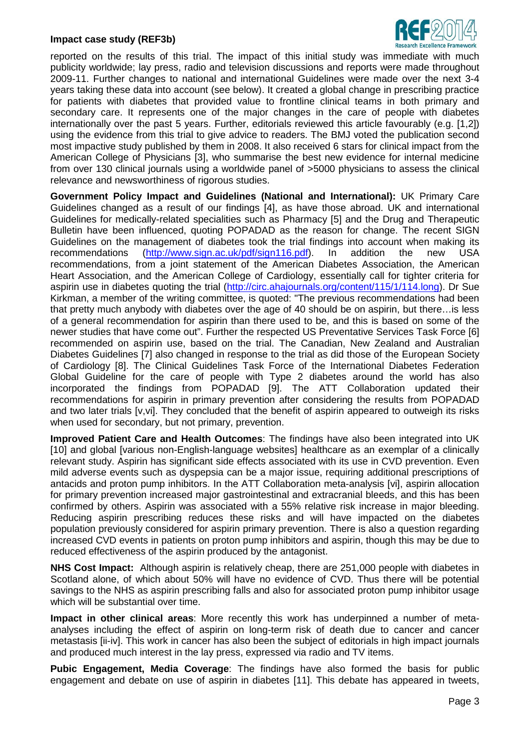reported on the results of this trial. The impact of this initial study was immediate with much publicity worldwide; lay press, radio and television discussions and reports were made throughout 2009-11. Further changes to national and international Guidelines were made over the next 3-4 years taking these data into account (see below). It created a global change in prescribing practice for patients with diabetes that provided value to frontline clinical teams in both primary and secondary care. It represents one of the major changes in the care of people with diabetes internationally over the past 5 years. Further, editorials reviewed this article favourably (e.g. [1,2]) using the evidence from this trial to give advice to readers. The BMJ voted the publication second most impactive study published by them in 2008. It also received 6 stars for clinical impact from the American College of Physicians [3], who summarise the best new evidence for internal medicine from over 130 clinical journals using a worldwide panel of >5000 physicians to assess the clinical relevance and newsworthiness of rigorous studies.

**Government Policy Impact and Guidelines (National and International):** UK Primary Care Guidelines changed as a result of our findings [4], as have those abroad. UK and international Guidelines for medically-related specialities such as Pharmacy [5] and the Drug and Therapeutic Bulletin have been influenced, quoting POPADAD as the reason for change. The recent SIGN Guidelines on the management of diabetes took the trial findings into account when making its recommendations (http://www.sign.ac.uk/pdf/sign116.pdf). In addition the new USA recommendations, from a joint statement of the American Diabetes Association, the American Heart Association, and the American College of Cardiology, essentially call for tighter criteria for aspirin use in diabetes quoting the trial (http://circ.ahajournals.org/content/115/1/114.long). Dr Sue Kirkman, a member of the writing committee, is quoted: "The previous recommendations had been that pretty much anybody with diabetes over the age of 40 should be on aspirin, but there…is less of a general recommendation for aspirin than there used to be, and this is based on some of the newer studies that have come out". Further the respected US Preventative Services Task Force [6] recommended on aspirin use, based on the trial. The Canadian, New Zealand and Australian Diabetes Guidelines [7] also changed in response to the trial as did those of the European Society of Cardiology [8]. The Clinical Guidelines Task Force of the International Diabetes Federation Global Guideline for the care of people with Type 2 diabetes around the world has also incorporated the findings from POPADAD [9]. The ATT Collaboration updated their recommendations for aspirin in primary prevention after considering the results from POPADAD and two later trials [v,vi]. They concluded that the benefit of aspirin appeared to outweigh its risks when used for secondary, but not primary, prevention.

**Improved Patient Care and Health Outcomes**: The findings have also been integrated into UK [10] and global [various non-English-language websites] healthcare as an exemplar of a clinically relevant study. Aspirin has significant side effects associated with its use in CVD prevention. Even mild adverse events such as dyspepsia can be a major issue, requiring additional prescriptions of antacids and proton pump inhibitors. In the ATT Collaboration meta-analysis [vi], aspirin allocation for primary prevention increased major gastrointestinal and extracranial bleeds, and this has been confirmed by others. Aspirin was associated with a 55% relative risk increase in major bleeding. Reducing aspirin prescribing reduces these risks and will have impacted on the diabetes population previously considered for aspirin primary prevention. There is also a question regarding increased CVD events in patients on proton pump inhibitors and aspirin, though this may be due to reduced effectiveness of the aspirin produced by the antagonist.

**NHS Cost Impact:** Although aspirin is relatively cheap, there are 251,000 people with diabetes in Scotland alone, of which about 50% will have no evidence of CVD. Thus there will be potential savings to the NHS as aspirin prescribing falls and also for associated proton pump inhibitor usage which will be substantial over time.

**Impact in other clinical areas**: More recently this work has underpinned a number of meta-analyses including the effect of aspirin on long-term risk of death due to cancer and cancer metastasis [ii-iv]. This work in cancer has also been the subject of editorials in high impact journals and produced much interest in the lay press, expressed via radio and TV items.

**Pubic Engagement, Media Coverage**: The findings have also formed the basis for public engagement and debate on use of aspirin in diabetes [11]. This debate has appeared in tweets,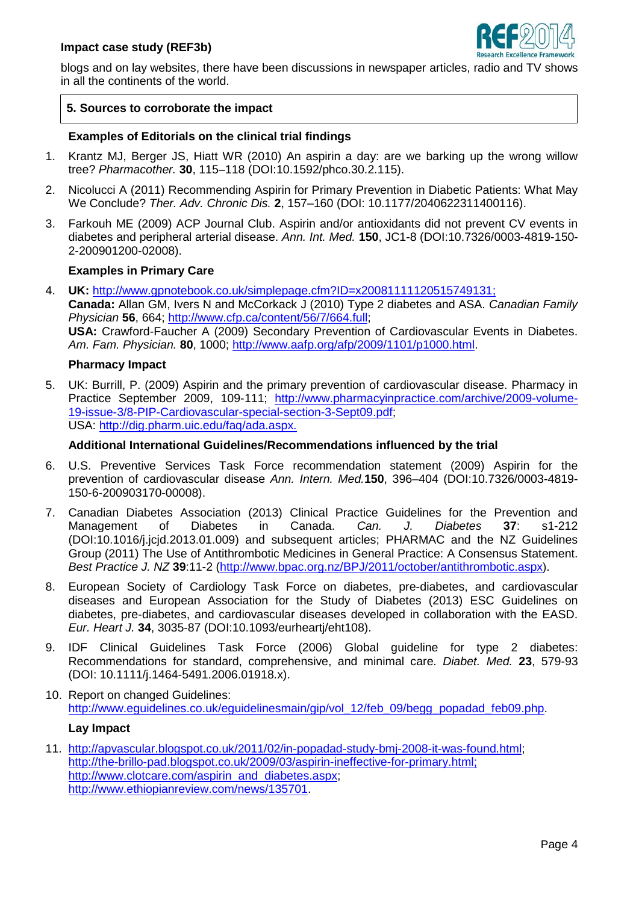blogs and on lay websites, there have been discussions in newspaper articles, radio and TV shows in all the continents of the world.

## 5. Sources to corroborate the impact

### Examples of Editorials on the clinical trial findings

1. Krantz MJ, Berger JS, Hiatt WR (2010) An aspirin a day: are we barking up the wrong willow tree? *Pharmacother.* **30**, 115–118 (DOI:10.1592/phco.30.2.115).
2. Nicolucci A (2011) Recommending Aspirin for Primary Prevention in Diabetic Patients: What May We Conclude? *Ther. Adv. Chronic Dis.* **2**, 157–160 (DOI: 10.1177/2040622311400116).
3. Farkouh ME (2009) ACP Journal Club. Aspirin and/or antioxidants did not prevent CV events in diabetes and peripheral arterial disease. *Ann. Int. Med.* **150**, JC1-8 (DOI:10.7326/0003-4819-150-2-200901200-02008).

### Examples in Primary Care

4. **UK:** http://www.gpnotebook.co.uk/simplepage.cfm?ID=x20081111120515749131;
   **Canada:** Allan GM, Ivers N and McCorkack J (2010) Type 2 diabetes and ASA. *Canadian Family Physician* **56**, 664; http://www.cfp.ca/content/56/7/664.full;
   **USA:** Crawford-Faucher A (2009) Secondary Prevention of Cardiovascular Events in Diabetes. *Am. Fam. Physician.* **80**, 1000; http://www.aafp.org/afp/2009/1101/p1000.html.

### Pharmacy Impact

5. UK: Burrill, P. (2009) Aspirin and the primary prevention of cardiovascular disease. Pharmacy in Practice September 2009, 109-111; http://www.pharmacyinpractice.com/archive/2009-volume-19-issue-3/8-PIP-Cardiovascular-special-section-3-Sept09.pdf;
   USA: http://dig.pharm.uic.edu/faq/ada.aspx.

### Additional International Guidelines/Recommendations influenced by the trial

6. U.S. Preventive Services Task Force recommendation statement (2009) Aspirin for the prevention of cardiovascular disease *Ann. Intern. Med.***150**, 396–404 (DOI:10.7326/0003-4819-150-6-200903170-00008).
7. Canadian Diabetes Association (2013) Clinical Practice Guidelines for the Prevention and Management of Diabetes in Canada. *Can. J. Diabetes* **37**: s1-212 (DOI:10.1016/j.jcjd.2013.01.009) and subsequent articles; PHARMAC and the NZ Guidelines Group (2011) The Use of Antithrombotic Medicines in General Practice: A Consensus Statement. *Best Practice J. NZ* **39**:11-2 (http://www.bpac.org.nz/BPJ/2011/october/antithrombotic.aspx).
8. European Society of Cardiology Task Force on diabetes, pre-diabetes, and cardiovascular diseases and European Association for the Study of Diabetes (2013) ESC Guidelines on diabetes, pre-diabetes, and cardiovascular diseases developed in collaboration with the EASD. *Eur. Heart J.* **34**, 3035-87 (DOI:10.1093/eurheartj/eht108).
9. IDF Clinical Guidelines Task Force (2006) Global guideline for type 2 diabetes: Recommendations for standard, comprehensive, and minimal care. *Diabet. Med.* **23**, 579-93 (DOI: 10.1111/j.1464-5491.2006.01918.x).
10. Report on changed Guidelines:
    http://www.eguidelines.co.uk/eguidelinesmain/gip/vol_12/feb_09/begg_popadad_feb09.php.

### Lay Impact

11. http://apvascular.blogspot.co.uk/2011/02/in-popadad-study-bmj-2008-it-was-found.html;
    http://the-brillo-pad.blogspot.co.uk/2009/03/aspirin-ineffective-for-primary.html;
    http://www.clotcare.com/aspirin_and_diabetes.aspx;
    http://www.ethiopianreview.com/news/135701.